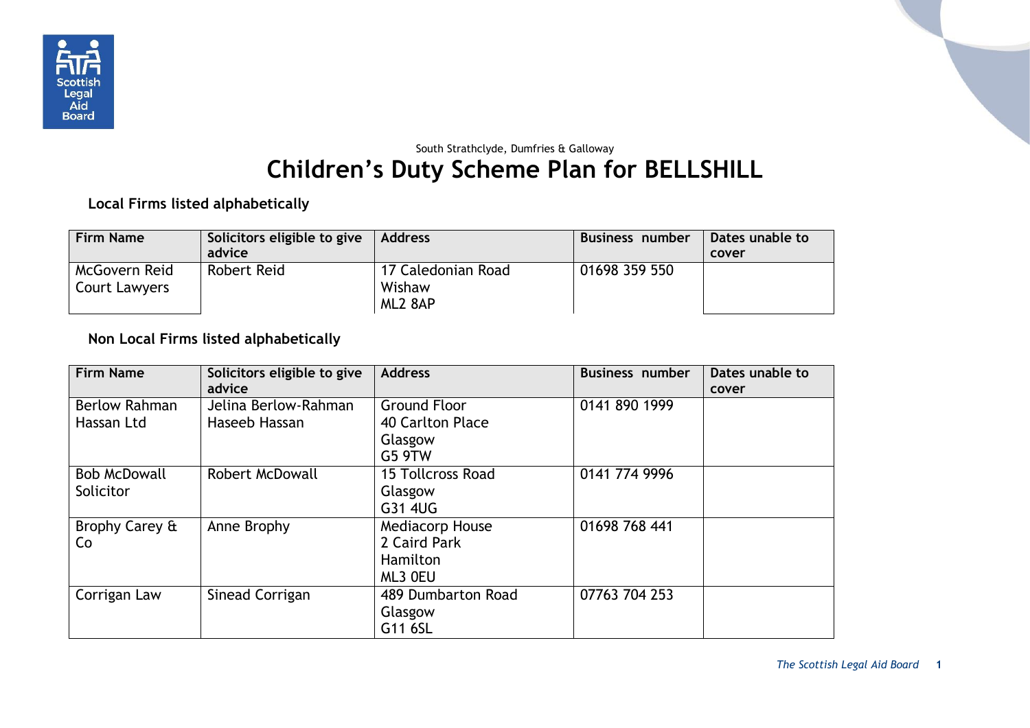South Strathclyde, Dumfries & Galloway

# Children's Duty Scheme Plan for BELLSHILL

**Local Firms listed alphabetically**

| Firm Name | Solicitors eligible to give advice | Address | Business number | Dates unable to cover |
|---|---|---|---|---|
| McGovern Reid Court Lawyers | Robert Reid | 17 Caledonian Road Wishaw ML2 8AP | 01698 359 550 | |

**Non Local Firms listed alphabetically**

| Firm Name | Solicitors eligible to give advice | Address | Business number | Dates unable to cover |
|---|---|---|---|---|
| Berlow Rahman Hassan Ltd | Jelina Berlow-Rahman Haseeb Hassan | Ground Floor 40 Carlton Place Glasgow G5 9TW | 0141 890 1999 | |
| Bob McDowall Solicitor | Robert McDowall | 15 Tollcross Road Glasgow G31 4UG | 0141 774 9996 | |
| Brophy Carey & Co | Anne Brophy | Mediacorp House 2 Caird Park Hamilton ML3 0EU | 01698 768 441 | |
| Corrigan Law | Sinead Corrigan | 489 Dumbarton Road Glasgow G11 6SL | 07763 704 253 | |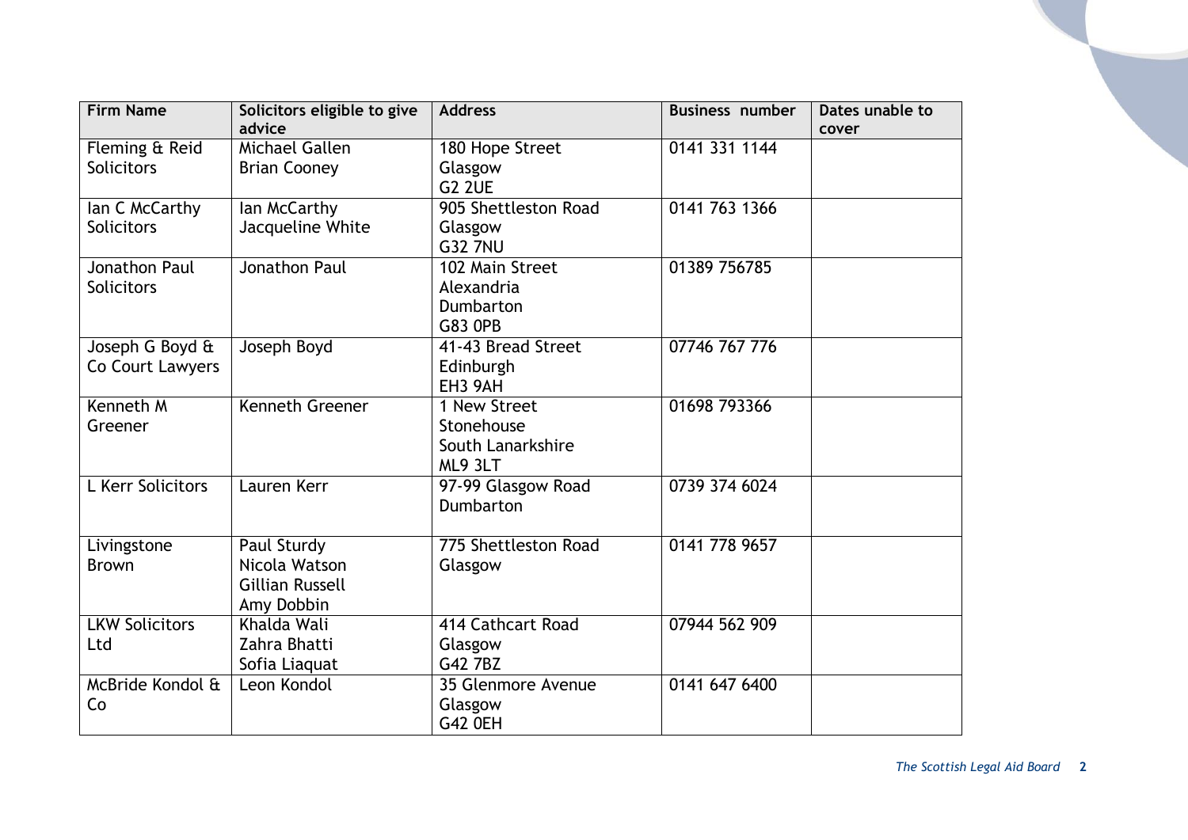| Firm Name | Solicitors eligible to give advice | Address | Business number | Dates unable to cover |
|---|---|---|---|---|
| Fleming & Reid Solicitors | Michael Gallen<br>Brian Cooney | 180 Hope Street<br>Glasgow<br>G2 2UE | 0141 331 1144 | |
| Ian C McCarthy Solicitors | Ian McCarthy<br>Jacqueline White | 905 Shettleston Road<br>Glasgow<br>G32 7NU | 0141 763 1366 | |
| Jonathon Paul Solicitors | Jonathon Paul | 102 Main Street<br>Alexandria<br>Dumbarton<br>G83 0PB | 01389 756785 | |
| Joseph G Boyd & Co Court Lawyers | Joseph Boyd | 41-43 Bread Street<br>Edinburgh<br>EH3 9AH | 07746 767 776 | |
| Kenneth M Greener | Kenneth Greener | 1 New Street<br>Stonehouse<br>South Lanarkshire<br>ML9 3LT | 01698 793366 | |
| L Kerr Solicitors | Lauren Kerr | 97-99 Glasgow Road<br>Dumbarton | 0739 374 6024 | |
| Livingstone Brown | Paul Sturdy<br>Nicola Watson<br>Gillian Russell<br>Amy Dobbin | 775 Shettleston Road<br>Glasgow | 0141 778 9657 | |
| LKW Solicitors Ltd | Khalda Wali<br>Zahra Bhatti<br>Sofia Liaquat | 414 Cathcart Road<br>Glasgow<br>G42 7BZ | 07944 562 909 | |
| McBride Kondol & Co | Leon Kondol | 35 Glenmore Avenue<br>Glasgow<br>G42 0EH | 0141 647 6400 | |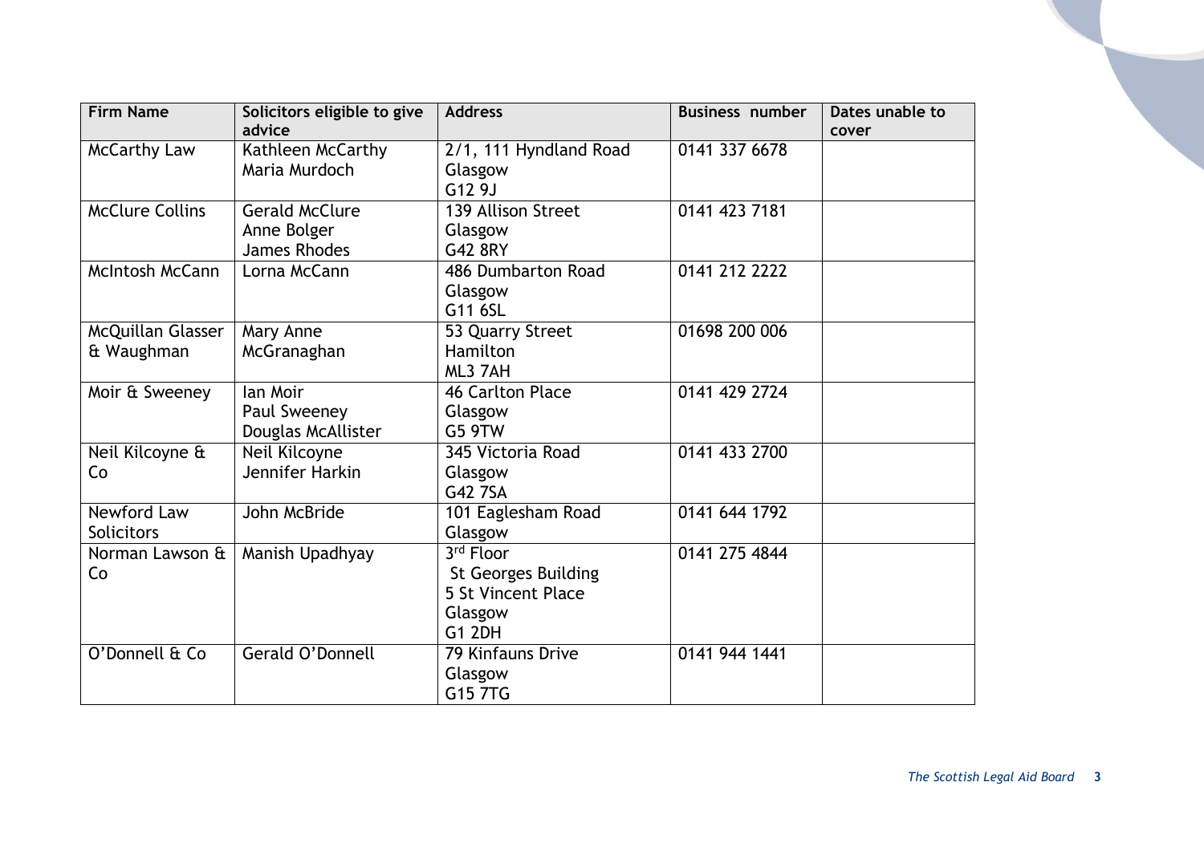| Firm Name | Solicitors eligible to give advice | Address | Business number | Dates unable to cover |
|---|---|---|---|---|
| McCarthy Law | Kathleen McCarthy<br>Maria Murdoch | 2/1, 111 Hyndland Road<br>Glasgow<br>G12 9J | 0141 337 6678 | |
| McClure Collins | Gerald McClure<br>Anne Bolger<br>James Rhodes | 139 Allison Street<br>Glasgow<br>G42 8RY | 0141 423 7181 | |
| McIntosh McCann | Lorna McCann | 486 Dumbarton Road<br>Glasgow<br>G11 6SL | 0141 212 2222 | |
| McQuillan Glasser & Waughman | Mary Anne McGranaghan | 53 Quarry Street<br>Hamilton<br>ML3 7AH | 01698 200 006 | |
| Moir & Sweeney | Ian Moir<br>Paul Sweeney<br>Douglas McAllister | 46 Carlton Place<br>Glasgow<br>G5 9TW | 0141 429 2724 | |
| Neil Kilcoyne & Co | Neil Kilcoyne<br>Jennifer Harkin | 345 Victoria Road<br>Glasgow<br>G42 7SA | 0141 433 2700 | |
| Newford Law Solicitors | John McBride | 101 Eaglesham Road<br>Glasgow | 0141 644 1792 | |
| Norman Lawson & Co | Manish Upadhyay | 3rd Floor<br>St Georges Building<br>5 St Vincent Place<br>Glasgow<br>G1 2DH | 0141 275 4844 | |
| O'Donnell & Co | Gerald O'Donnell | 79 Kinfauns Drive<br>Glasgow<br>G15 7TG | 0141 944 1441 | |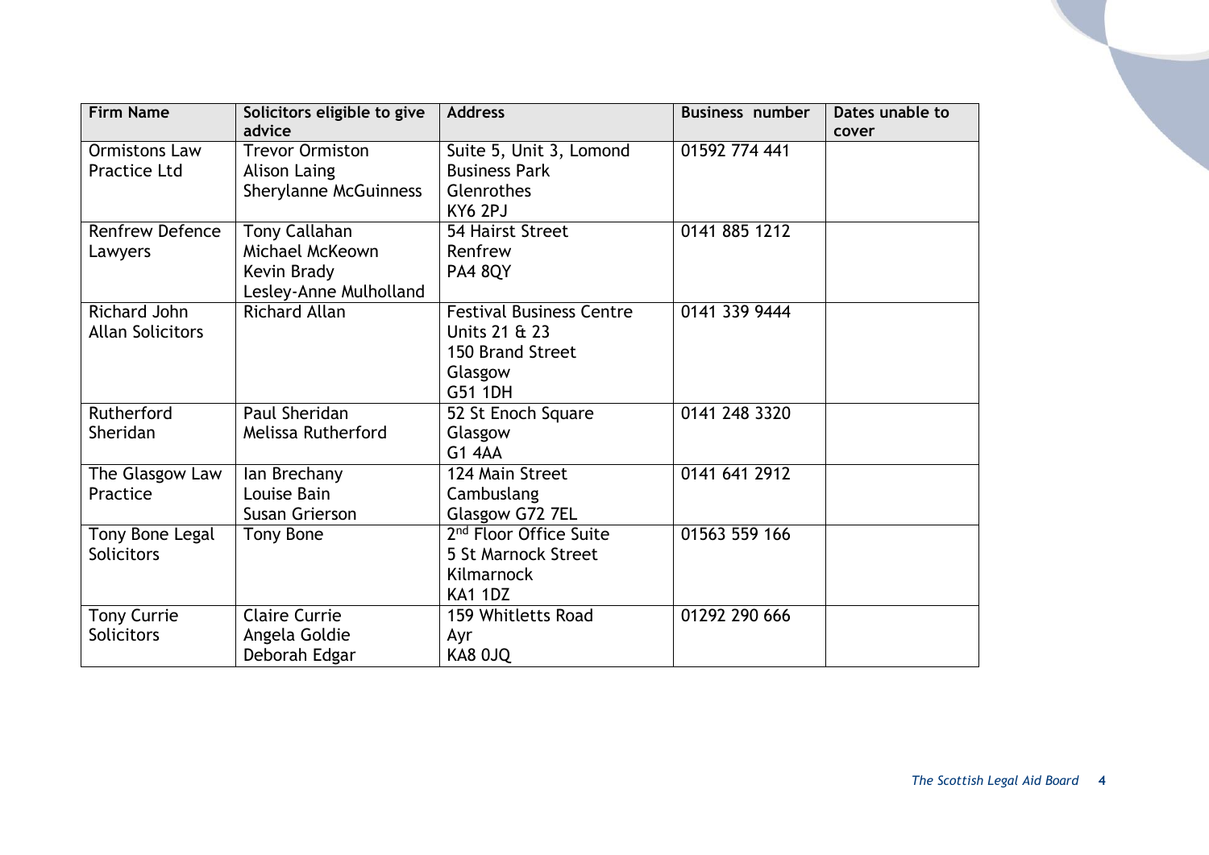| Firm Name | Solicitors eligible to give advice | Address | Business number | Dates unable to cover |
|---|---|---|---|---|
| Ormistons Law Practice Ltd | Trevor Ormiston<br>Alison Laing<br>Sherylanne McGuinness | Suite 5, Unit 3, Lomond Business Park<br>Glenrothes<br>KY6 2PJ | 01592 774 441 | |
| Renfrew Defence Lawyers | Tony Callahan<br>Michael McKeown<br>Kevin Brady<br>Lesley-Anne Mulholland | 54 Hairst Street<br>Renfrew<br>PA4 8QY | 0141 885 1212 | |
| Richard John Allan Solicitors | Richard Allan | Festival Business Centre<br>Units 21 & 23<br>150 Brand Street<br>Glasgow<br>G51 1DH | 0141 339 9444 | |
| Rutherford Sheridan | Paul Sheridan<br>Melissa Rutherford | 52 St Enoch Square<br>Glasgow<br>G1 4AA | 0141 248 3320 | |
| The Glasgow Law Practice | Ian Brechany<br>Louise Bain<br>Susan Grierson | 124 Main Street<br>Cambuslang<br>Glasgow G72 7EL | 0141 641 2912 | |
| Tony Bone Legal Solicitors | Tony Bone | 2nd Floor Office Suite<br>5 St Marnock Street<br>Kilmarnock<br>KA1 1DZ | 01563 559 166 | |
| Tony Currie Solicitors | Claire Currie<br>Angela Goldie<br>Deborah Edgar | 159 Whitletts Road<br>Ayr<br>KA8 0JQ | 01292 290 666 | |